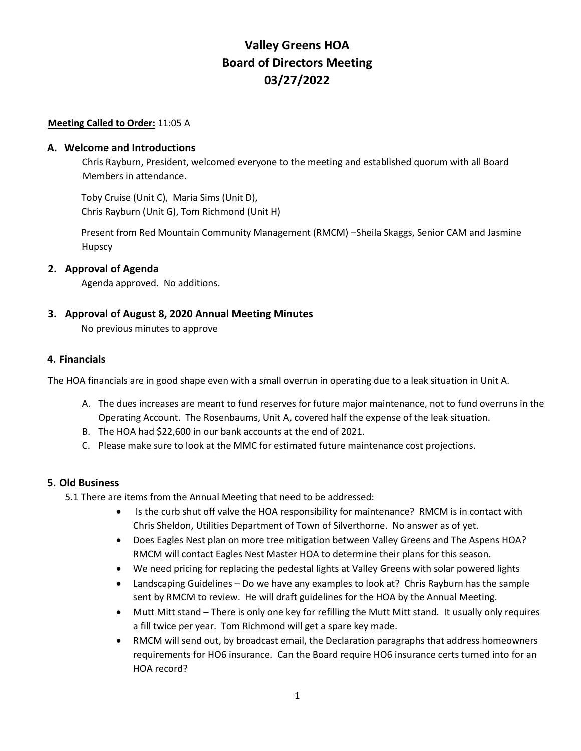# Valley Greens HOA
# Board of Directors Meeting
# 03/27/2022

**Meeting Called to Order:** 11:05 A

## A. Welcome and Introductions

Chris Rayburn, President, welcomed everyone to the meeting and established quorum with all Board Members in attendance.

Toby Cruise (Unit C), Maria Sims (Unit D),
Chris Rayburn (Unit G), Tom Richmond (Unit H)

Present from Red Mountain Community Management (RMCM) –Sheila Skaggs, Senior CAM and Jasmine Hupscy

## 2. Approval of Agenda

Agenda approved. No additions.

## 3. Approval of August 8, 2020 Annual Meeting Minutes

No previous minutes to approve

## 4. Financials

The HOA financials are in good shape even with a small overrun in operating due to a leak situation in Unit A.

A. The dues increases are meant to fund reserves for future major maintenance, not to fund overruns in the Operating Account. The Rosenbaums, Unit A, covered half the expense of the leak situation.
B. The HOA had $22,600 in our bank accounts at the end of 2021.
C. Please make sure to look at the MMC for estimated future maintenance cost projections.

## 5. Old Business

5.1 There are items from the Annual Meeting that need to be addressed:

- Is the curb shut off valve the HOA responsibility for maintenance? RMCM is in contact with Chris Sheldon, Utilities Department of Town of Silverthorne. No answer as of yet.
- Does Eagles Nest plan on more tree mitigation between Valley Greens and The Aspens HOA? RMCM will contact Eagles Nest Master HOA to determine their plans for this season.
- We need pricing for replacing the pedestal lights at Valley Greens with solar powered lights
- Landscaping Guidelines – Do we have any examples to look at? Chris Rayburn has the sample sent by RMCM to review. He will draft guidelines for the HOA by the Annual Meeting.
- Mutt Mitt stand – There is only one key for refilling the Mutt Mitt stand. It usually only requires a fill twice per year. Tom Richmond will get a spare key made.
- RMCM will send out, by broadcast email, the Declaration paragraphs that address homeowners requirements for HO6 insurance. Can the Board require HO6 insurance certs turned into for an HOA record?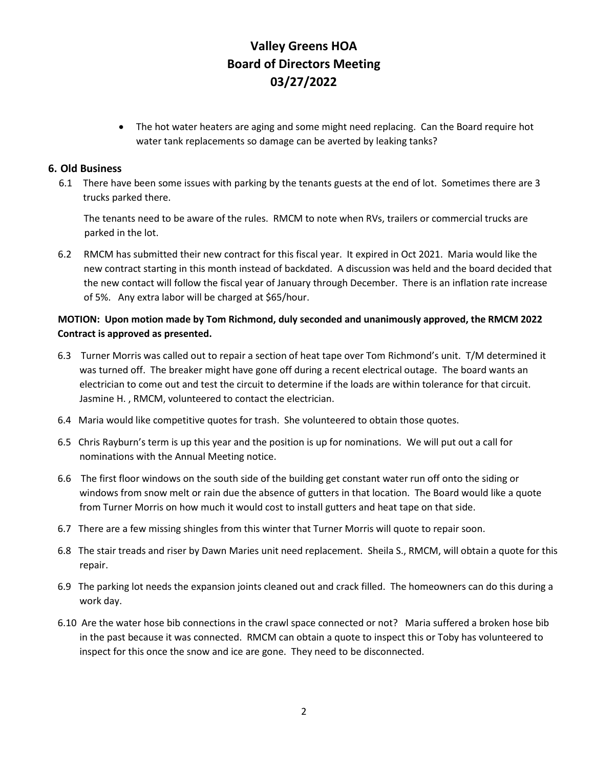# Valley Greens HOA
# Board of Directors Meeting
# 03/27/2022

- The hot water heaters are aging and some might need replacing. Can the Board require hot water tank replacements so damage can be averted by leaking tanks?

## 6. Old Business

6.1 There have been some issues with parking by the tenants guests at the end of lot. Sometimes there are 3 trucks parked there.

The tenants need to be aware of the rules. RMCM to note when RVs, trailers or commercial trucks are parked in the lot.

6.2 RMCM has submitted their new contract for this fiscal year. It expired in Oct 2021. Maria would like the new contract starting in this month instead of backdated. A discussion was held and the board decided that the new contact will follow the fiscal year of January through December. There is an inflation rate increase of 5%. Any extra labor will be charged at $65/hour.

**MOTION: Upon motion made by Tom Richmond, duly seconded and unanimously approved, the RMCM 2022 Contract is approved as presented.**

6.3 Turner Morris was called out to repair a section of heat tape over Tom Richmond's unit. T/M determined it was turned off. The breaker might have gone off during a recent electrical outage. The board wants an electrician to come out and test the circuit to determine if the loads are within tolerance for that circuit. Jasmine H. , RMCM, volunteered to contact the electrician.

6.4 Maria would like competitive quotes for trash. She volunteered to obtain those quotes.

6.5 Chris Rayburn's term is up this year and the position is up for nominations. We will put out a call for nominations with the Annual Meeting notice.

6.6 The first floor windows on the south side of the building get constant water run off onto the siding or windows from snow melt or rain due the absence of gutters in that location. The Board would like a quote from Turner Morris on how much it would cost to install gutters and heat tape on that side.

6.7 There are a few missing shingles from this winter that Turner Morris will quote to repair soon.

6.8 The stair treads and riser by Dawn Maries unit need replacement. Sheila S., RMCM, will obtain a quote for this repair.

6.9 The parking lot needs the expansion joints cleaned out and crack filled. The homeowners can do this during a work day.

6.10 Are the water hose bib connections in the crawl space connected or not? Maria suffered a broken hose bib in the past because it was connected. RMCM can obtain a quote to inspect this or Toby has volunteered to inspect for this once the snow and ice are gone. They need to be disconnected.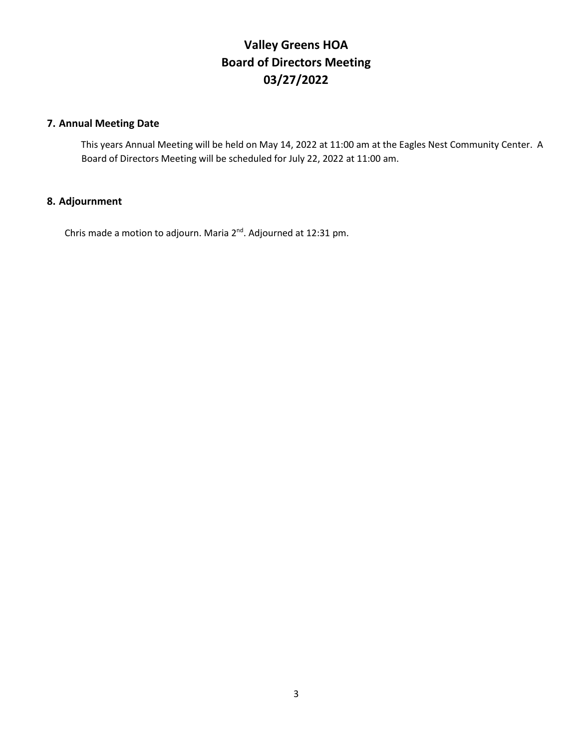# Valley Greens HOA
# Board of Directors Meeting
# 03/27/2022

## 7. Annual Meeting Date

This years Annual Meeting will be held on May 14, 2022 at 11:00 am at the Eagles Nest Community Center. A Board of Directors Meeting will be scheduled for July 22, 2022 at 11:00 am.

## 8. Adjournment

Chris made a motion to adjourn. Maria 2nd. Adjourned at 12:31 pm.